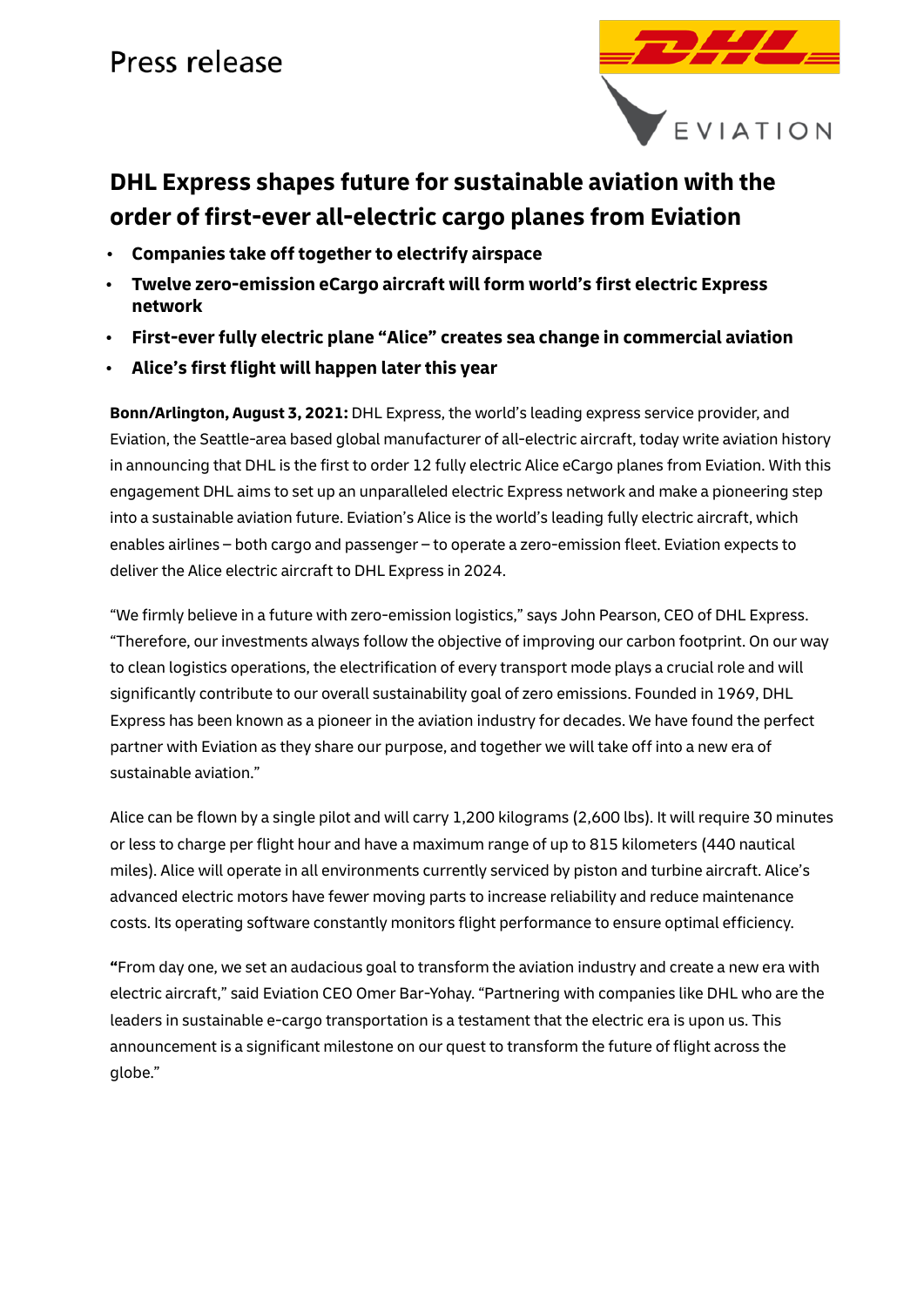Press release

# DHL Express shapes future for sustainable aviation with the order of first-ever all-electric cargo planes from Eviation

- **Companies take off together to electrify airspace**
- **Twelve zero-emission eCargo aircraft will form world's first electric Express network**
- **First-ever fully electric plane "Alice" creates sea change in commercial aviation**
- **Alice's first flight will happen later this year**

**Bonn/Arlington, August 3, 2021:** DHL Express, the world's leading express service provider, and Eviation, the Seattle-area based global manufacturer of all-electric aircraft, today write aviation history in announcing that DHL is the first to order 12 fully electric Alice eCargo planes from Eviation. With this engagement DHL aims to set up an unparalleled electric Express network and make a pioneering step into a sustainable aviation future. Eviation's Alice is the world's leading fully electric aircraft, which enables airlines – both cargo and passenger – to operate a zero-emission fleet. Eviation expects to deliver the Alice electric aircraft to DHL Express in 2024.

"We firmly believe in a future with zero-emission logistics," says John Pearson, CEO of DHL Express. "Therefore, our investments always follow the objective of improving our carbon footprint. On our way to clean logistics operations, the electrification of every transport mode plays a crucial role and will significantly contribute to our overall sustainability goal of zero emissions. Founded in 1969, DHL Express has been known as a pioneer in the aviation industry for decades. We have found the perfect partner with Eviation as they share our purpose, and together we will take off into a new era of sustainable aviation."

Alice can be flown by a single pilot and will carry 1,200 kilograms (2,600 lbs). It will require 30 minutes or less to charge per flight hour and have a maximum range of up to 815 kilometers (440 nautical miles). Alice will operate in all environments currently serviced by piston and turbine aircraft. Alice's advanced electric motors have fewer moving parts to increase reliability and reduce maintenance costs. Its operating software constantly monitors flight performance to ensure optimal efficiency.

**"**From day one, we set an audacious goal to transform the aviation industry and create a new era with electric aircraft," said Eviation CEO Omer Bar-Yohay. "Partnering with companies like DHL who are the leaders in sustainable e-cargo transportation is a testament that the electric era is upon us. This announcement is a significant milestone on our quest to transform the future of flight across the globe."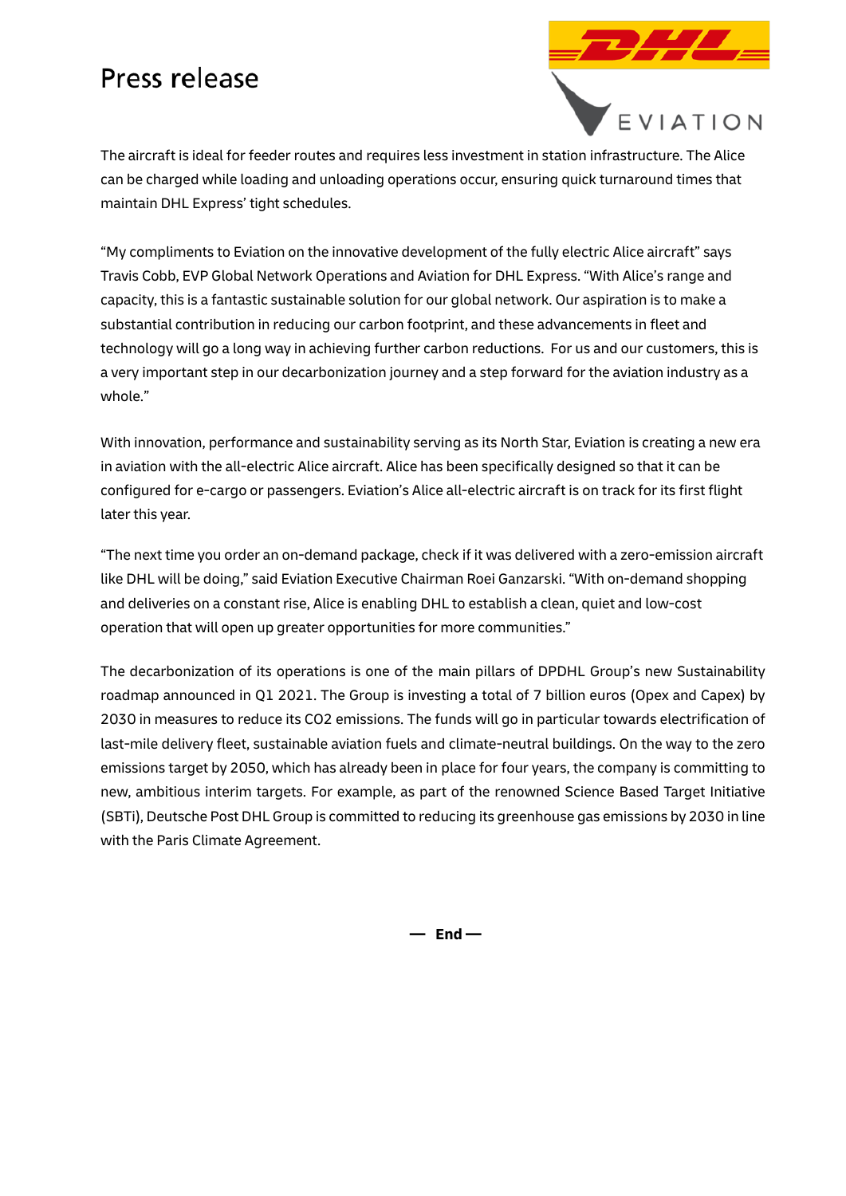The aircraft is ideal for feeder routes and requires less investment in station infrastructure. The Alice can be charged while loading and unloading operations occur, ensuring quick turnaround times that maintain DHL Express' tight schedules.

"My compliments to Eviation on the innovative development of the fully electric Alice aircraft" says Travis Cobb, EVP Global Network Operations and Aviation for DHL Express. "With Alice's range and capacity, this is a fantastic sustainable solution for our global network. Our aspiration is to make a substantial contribution in reducing our carbon footprint, and these advancements in fleet and technology will go a long way in achieving further carbon reductions. For us and our customers, this is a very important step in our decarbonization journey and a step forward for the aviation industry as a whole."

With innovation, performance and sustainability serving as its North Star, Eviation is creating a new era in aviation with the all-electric Alice aircraft. Alice has been specifically designed so that it can be configured for e-cargo or passengers. Eviation's Alice all-electric aircraft is on track for its first flight later this year.

"The next time you order an on-demand package, check if it was delivered with a zero-emission aircraft like DHL will be doing," said Eviation Executive Chairman Roei Ganzarski. "With on-demand shopping and deliveries on a constant rise, Alice is enabling DHL to establish a clean, quiet and low-cost operation that will open up greater opportunities for more communities."

The decarbonization of its operations is one of the main pillars of DPDHL Group's new Sustainability roadmap announced in Q1 2021. The Group is investing a total of 7 billion euros (Opex and Capex) by 2030 in measures to reduce its $CO_2$ emissions. The funds will go in particular towards electrification of last-mile delivery fleet, sustainable aviation fuels and climate-neutral buildings. On the way to the zero emissions target by 2050, which has already been in place for four years, the company is committing to new, ambitious interim targets. For example, as part of the renowned Science Based Target Initiative (SBTi), Deutsche Post DHL Group is committed to reducing its greenhouse gas emissions by 2030 in line with the Paris Climate Agreement.

**— End —**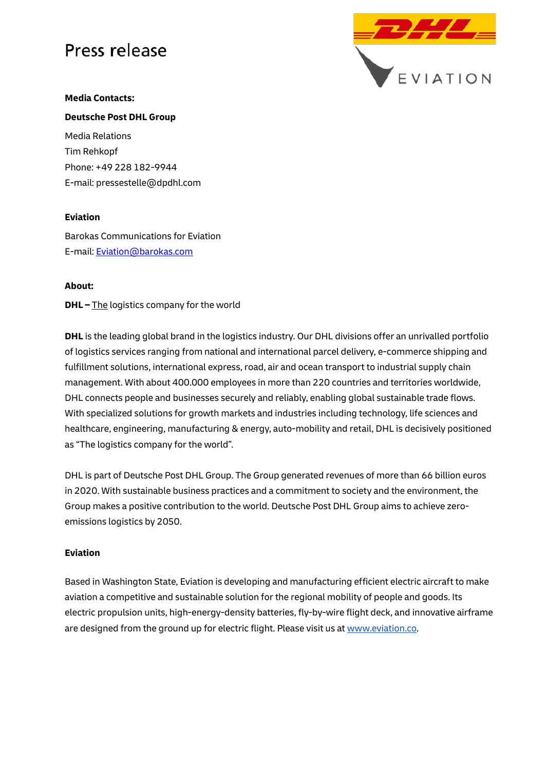# Press release

**Media Contacts:**

**Deutsche Post DHL Group**

Media Relations
Tim Rehkopf
Phone: +49 228 182-9944
E-mail: pressestelle@dpdhl.com

**Eviation**

Barokas Communications for Eviation
E-mail: Eviation@barokas.com

**About:**

**DHL –** The logistics company for the world

**DHL** is the leading global brand in the logistics industry. Our DHL divisions offer an unrivalled portfolio of logistics services ranging from national and international parcel delivery, e-commerce shipping and fulfillment solutions, international express, road, air and ocean transport to industrial supply chain management. With about 400.000 employees in more than 220 countries and territories worldwide, DHL connects people and businesses securely and reliably, enabling global sustainable trade flows. With specialized solutions for growth markets and industries including technology, life sciences and healthcare, engineering, manufacturing & energy, auto-mobility and retail, DHL is decisively positioned as "The logistics company for the world".

DHL is part of Deutsche Post DHL Group. The Group generated revenues of more than 66 billion euros in 2020. With sustainable business practices and a commitment to society and the environment, the Group makes a positive contribution to the world. Deutsche Post DHL Group aims to achieve zero-emissions logistics by 2050.

**Eviation**

Based in Washington State, Eviation is developing and manufacturing efficient electric aircraft to make aviation a competitive and sustainable solution for the regional mobility of people and goods. Its electric propulsion units, high-energy-density batteries, fly-by-wire flight deck, and innovative airframe are designed from the ground up for electric flight. Please visit us at www.eviation.co.